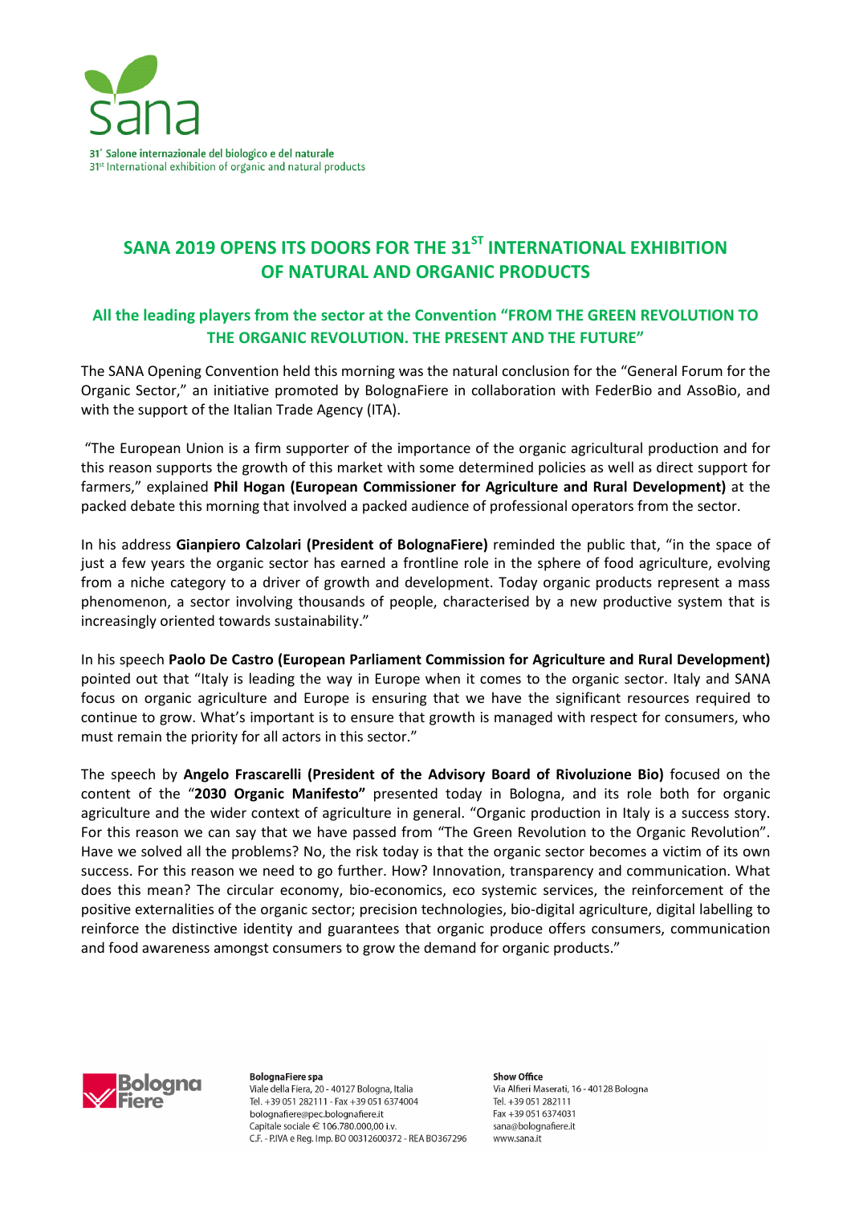sana

31° Salone internazionale del biologico e del naturale
31st International exhibition of organic and natural products

# SANA 2019 OPENS ITS DOORS FOR THE 31ST INTERNATIONAL EXHIBITION OF NATURAL AND ORGANIC PRODUCTS

## All the leading players from the sector at the Convention "FROM THE GREEN REVOLUTION TO THE ORGANIC REVOLUTION. THE PRESENT AND THE FUTURE"

The SANA Opening Convention held this morning was the natural conclusion for the "General Forum for the Organic Sector," an initiative promoted by BolognaFiere in collaboration with FederBio and AssoBio, and with the support of the Italian Trade Agency (ITA).

"The European Union is a firm supporter of the importance of the organic agricultural production and for this reason supports the growth of this market with some determined policies as well as direct support for farmers," explained **Phil Hogan (European Commissioner for Agriculture and Rural Development)** at the packed debate this morning that involved a packed audience of professional operators from the sector.

In his address **Gianpiero Calzolari (President of BolognaFiere)** reminded the public that, "in the space of just a few years the organic sector has earned a frontline role in the sphere of food agriculture, evolving from a niche category to a driver of growth and development. Today organic products represent a mass phenomenon, a sector involving thousands of people, characterised by a new productive system that is increasingly oriented towards sustainability."

In his speech **Paolo De Castro (European Parliament Commission for Agriculture and Rural Development)** pointed out that "Italy is leading the way in Europe when it comes to the organic sector. Italy and SANA focus on organic agriculture and Europe is ensuring that we have the significant resources required to continue to grow. What's important is to ensure that growth is managed with respect for consumers, who must remain the priority for all actors in this sector."

The speech by **Angelo Frascarelli (President of the Advisory Board of Rivoluzione Bio)** focused on the content of the "**2030 Organic Manifesto"** presented today in Bologna, and its role both for organic agriculture and the wider context of agriculture in general. "Organic production in Italy is a success story. For this reason we can say that we have passed from "The Green Revolution to the Organic Revolution". Have we solved all the problems? No, the risk today is that the organic sector becomes a victim of its own success. For this reason we need to go further. How? Innovation, transparency and communication. What does this mean? The circular economy, bio-economics, eco systemic services, the reinforcement of the positive externalities of the organic sector; precision technologies, bio-digital agriculture, digital labelling to reinforce the distinctive identity and guarantees that organic produce offers consumers, communication and food awareness amongst consumers to grow the demand for organic products."

BolognaFiere

**BolognaFiere spa**
Viale della Fiera, 20 - 40127 Bologna, Italia
Tel. +39 051 282111 - Fax +39 051 6374004
bolognafiere@pec.bolognafiere.it
Capitale sociale € 106.780.000,00 i.v.
C.F. - P.IVA e Reg. Imp. BO 00312600372 - REA BO367296

**Show Office**
Via Alfieri Maserati, 16 - 40128 Bologna
Tel. +39 051 282111
Fax +39 051 6374031
sana@bolognafiere.it
www.sana.it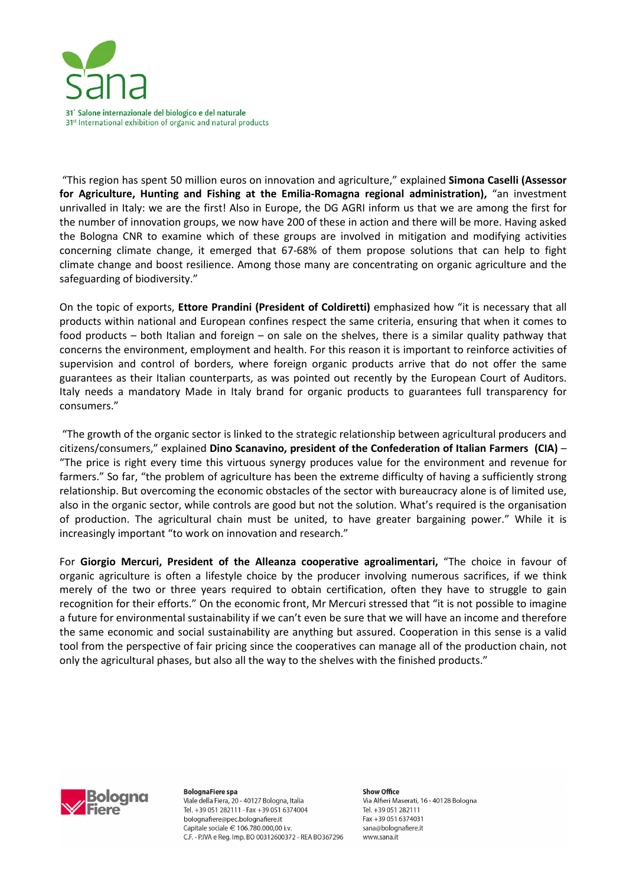"This region has spent 50 million euros on innovation and agriculture," explained **Simona Caselli (Assessor for Agriculture, Hunting and Fishing at the Emilia-Romagna regional administration),** "an investment unrivalled in Italy: we are the first! Also in Europe, the DG AGRI inform us that we are among the first for the number of innovation groups, we now have 200 of these in action and there will be more. Having asked the Bologna CNR to examine which of these groups are involved in mitigation and modifying activities concerning climate change, it emerged that 67-68% of them propose solutions that can help to fight climate change and boost resilience. Among those many are concentrating on organic agriculture and the safeguarding of biodiversity."

On the topic of exports, **Ettore Prandini (President of Coldiretti)** emphasized how "it is necessary that all products within national and European confines respect the same criteria, ensuring that when it comes to food products – both Italian and foreign – on sale on the shelves, there is a similar quality pathway that concerns the environment, employment and health. For this reason it is important to reinforce activities of supervision and control of borders, where foreign organic products arrive that do not offer the same guarantees as their Italian counterparts, as was pointed out recently by the European Court of Auditors. Italy needs a mandatory Made in Italy brand for organic products to guarantees full transparency for consumers."

"The growth of the organic sector is linked to the strategic relationship between agricultural producers and citizens/consumers," explained **Dino Scanavino, president of the Confederation of Italian Farmers (CIA)** – "The price is right every time this virtuous synergy produces value for the environment and revenue for farmers." So far, "the problem of agriculture has been the extreme difficulty of having a sufficiently strong relationship. But overcoming the economic obstacles of the sector with bureaucracy alone is of limited use, also in the organic sector, while controls are good but not the solution. What's required is the organisation of production. The agricultural chain must be united, to have greater bargaining power." While it is increasingly important "to work on innovation and research."

For **Giorgio Mercuri, President of the Alleanza cooperative agroalimentari,** "The choice in favour of organic agriculture is often a lifestyle choice by the producer involving numerous sacrifices, if we think merely of the two or three years required to obtain certification, often they have to struggle to gain recognition for their efforts." On the economic front, Mr Mercuri stressed that "it is not possible to imagine a future for environmental sustainability if we can't even be sure that we will have an income and therefore the same economic and social sustainability are anything but assured. Cooperation in this sense is a valid tool from the perspective of fair pricing since the cooperatives can manage all of the production chain, not only the agricultural phases, but also all the way to the shelves with the finished products."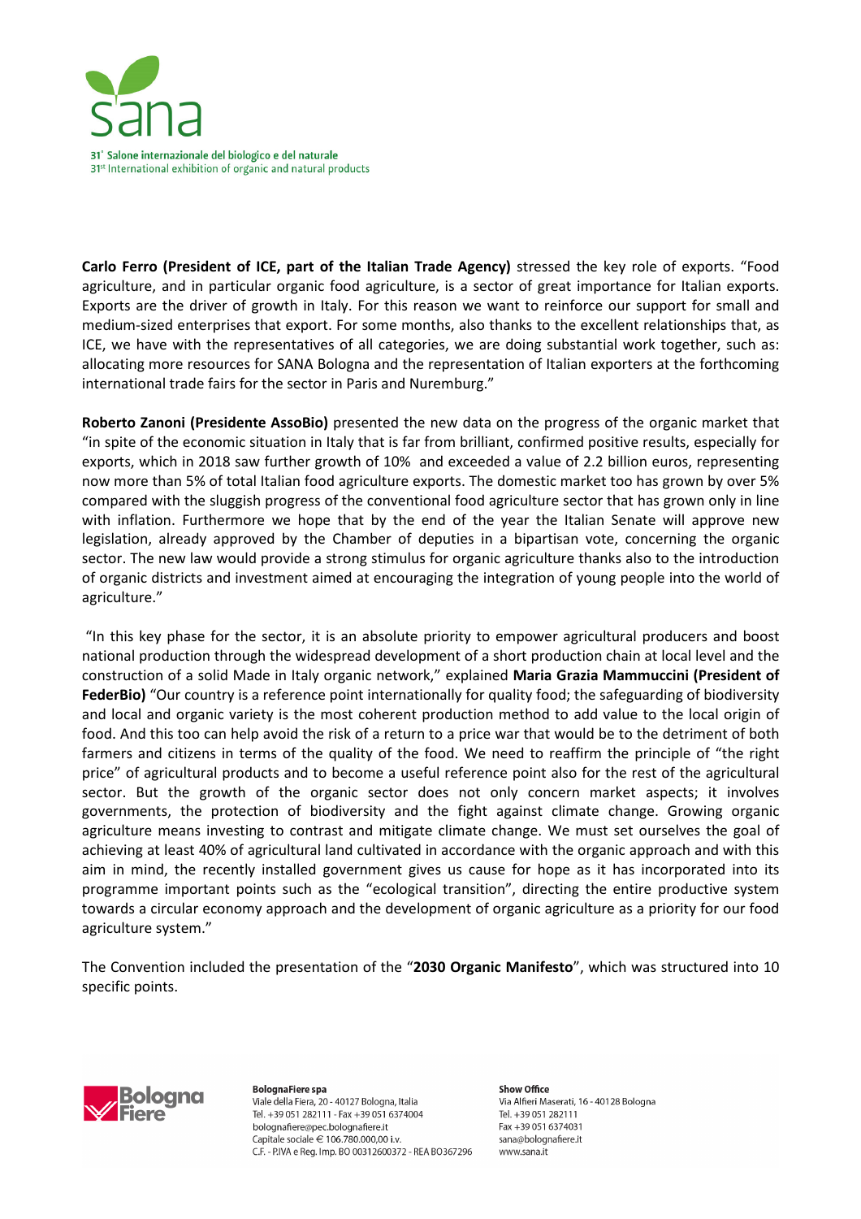**Carlo Ferro (President of ICE, part of the Italian Trade Agency)** stressed the key role of exports. "Food agriculture, and in particular organic food agriculture, is a sector of great importance for Italian exports. Exports are the driver of growth in Italy. For this reason we want to reinforce our support for small and medium-sized enterprises that export. For some months, also thanks to the excellent relationships that, as ICE, we have with the representatives of all categories, we are doing substantial work together, such as: allocating more resources for SANA Bologna and the representation of Italian exporters at the forthcoming international trade fairs for the sector in Paris and Nuremburg."

**Roberto Zanoni (Presidente AssoBio)** presented the new data on the progress of the organic market that "in spite of the economic situation in Italy that is far from brilliant, confirmed positive results, especially for exports, which in 2018 saw further growth of 10% and exceeded a value of 2.2 billion euros, representing now more than 5% of total Italian food agriculture exports. The domestic market too has grown by over 5% compared with the sluggish progress of the conventional food agriculture sector that has grown only in line with inflation. Furthermore we hope that by the end of the year the Italian Senate will approve new legislation, already approved by the Chamber of deputies in a bipartisan vote, concerning the organic sector. The new law would provide a strong stimulus for organic agriculture thanks also to the introduction of organic districts and investment aimed at encouraging the integration of young people into the world of agriculture."

"In this key phase for the sector, it is an absolute priority to empower agricultural producers and boost national production through the widespread development of a short production chain at local level and the construction of a solid Made in Italy organic network," explained **Maria Grazia Mammuccini (President of FederBio)** "Our country is a reference point internationally for quality food; the safeguarding of biodiversity and local and organic variety is the most coherent production method to add value to the local origin of food. And this too can help avoid the risk of a return to a price war that would be to the detriment of both farmers and citizens in terms of the quality of the food. We need to reaffirm the principle of "the right price" of agricultural products and to become a useful reference point also for the rest of the agricultural sector. But the growth of the organic sector does not only concern market aspects; it involves governments, the protection of biodiversity and the fight against climate change. Growing organic agriculture means investing to contrast and mitigate climate change. We must set ourselves the goal of achieving at least 40% of agricultural land cultivated in accordance with the organic approach and with this aim in mind, the recently installed government gives us cause for hope as it has incorporated into its programme important points such as the "ecological transition", directing the entire productive system towards a circular economy approach and the development of organic agriculture as a priority for our food agriculture system."

The Convention included the presentation of the "**2030 Organic Manifesto**", which was structured into 10 specific points.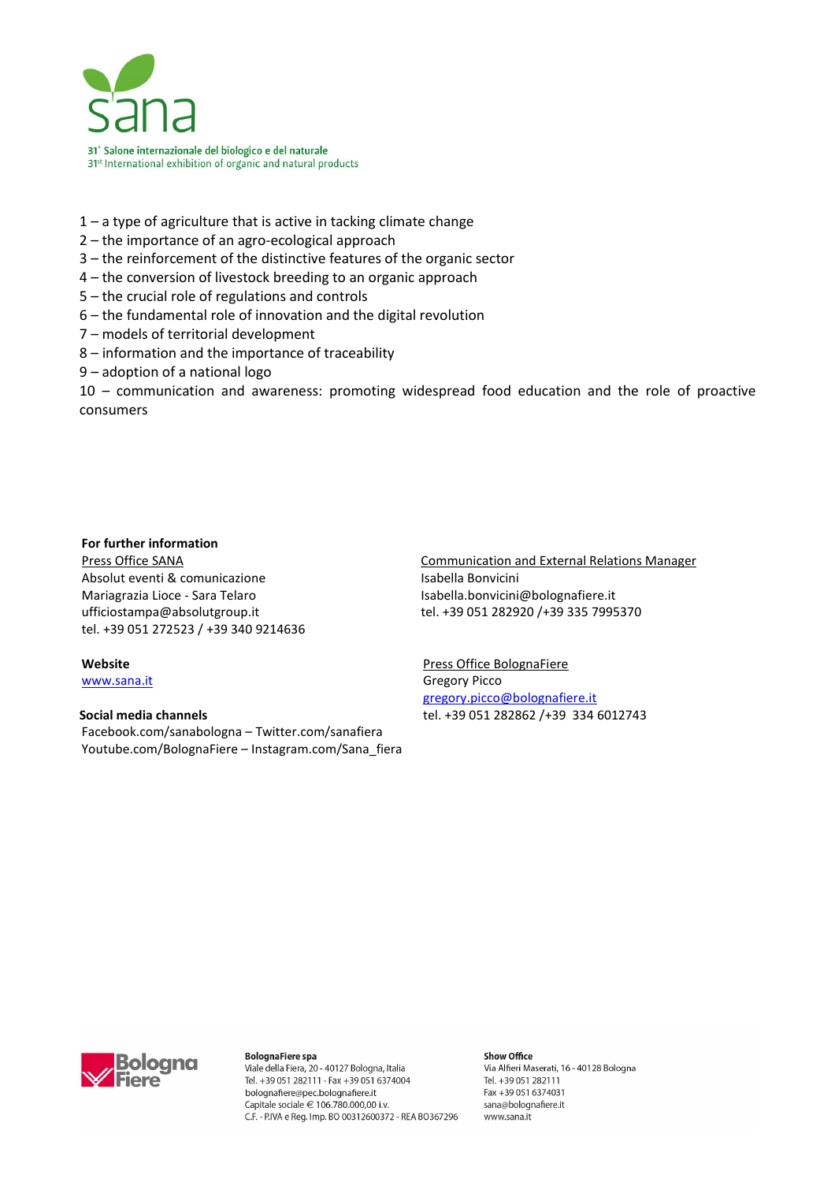sana

31° Salone internazionale del biologico e del naturale
31st International exhibition of organic and natural products

1 – a type of agriculture that is active in tacking climate change
2 – the importance of an agro-ecological approach
3 – the reinforcement of the distinctive features of the organic sector
4 – the conversion of livestock breeding to an organic approach
5 – the crucial role of regulations and controls
6 – the fundamental role of innovation and the digital revolution
7 – models of territorial development
8 – information and the importance of traceability
9 – adoption of a national logo
10 – communication and awareness: promoting widespread food education and the role of proactive consumers

**For further information**

Press Office SANA
Absolut eventi & comunicazione
Mariagrazia Lioce - Sara Telaro
ufficiostampa@absolutgroup.it
tel. +39 051 272523 / +39 340 9214636

Communication and External Relations Manager
Isabella Bonvicini
Isabella.bonvicini@bolognafiere.it
tel. +39 051 282920 /+39 335 7995370

**Website**
www.sana.it

Press Office BolognaFiere
Gregory Picco
gregory.picco@bolognafiere.it
tel. +39 051 282862 /+39 334 6012743

**Social media channels**
Facebook.com/sanabologna – Twitter.com/sanafiera
Youtube.com/BolognaFiere – Instagram.com/Sana_fiera

BolognaFiere

**BolognaFiere spa**
Viale della Fiera, 20 - 40127 Bologna, Italia
Tel. +39 051 282111 - Fax +39 051 6374004
bolognafiere@pec.bolognafiere.it
Capitale sociale € 106.780.000,00 i.v.
C.F. - P.IVA e Reg. Imp. BO 00312600372 - REA BO367296

**Show Office**
Via Alfieri Maserati, 16 - 40128 Bologna
Tel. +39 051 282111
Fax +39 051 6374031
sana@bolognafiere.it
www.sana.it